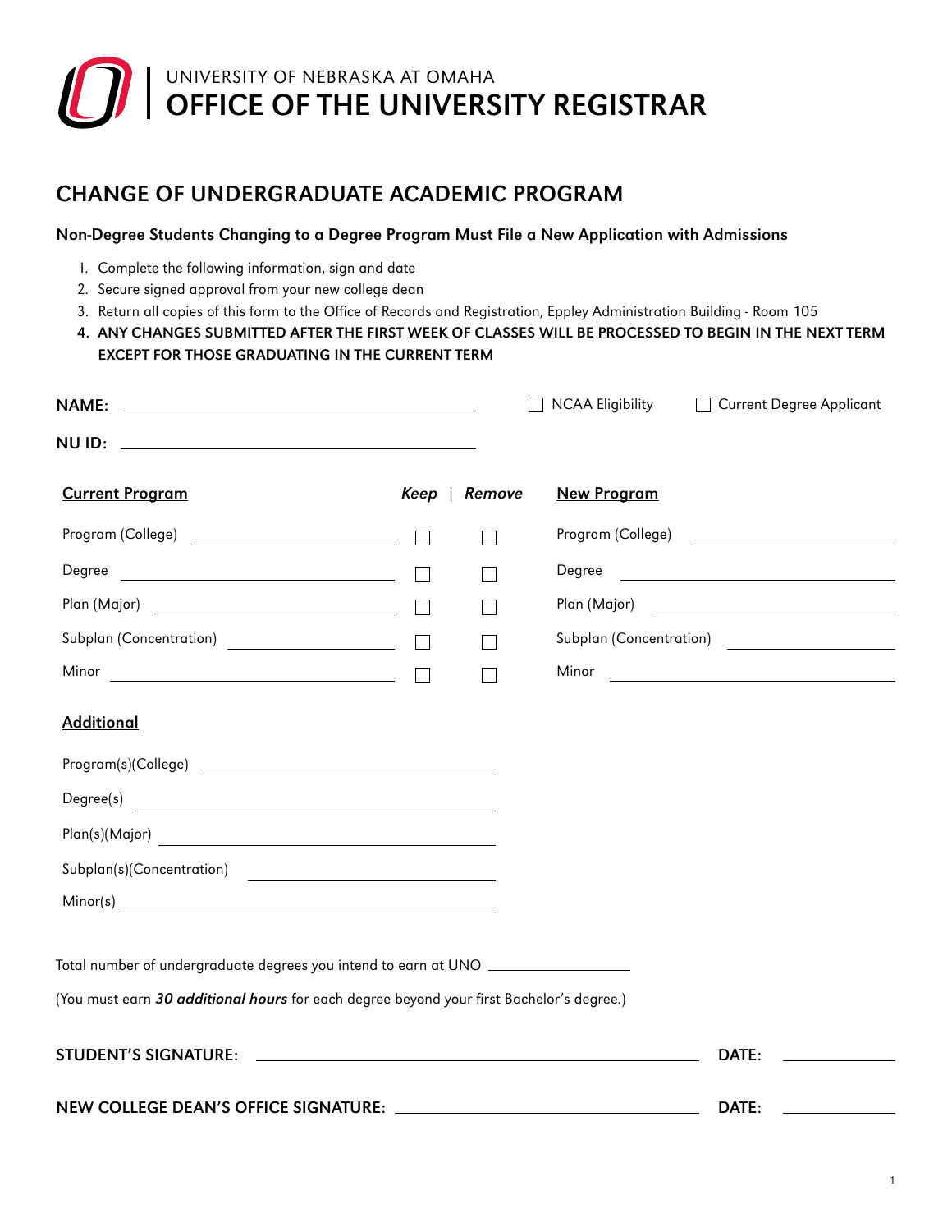UNIVERSITY OF NEBRASKA AT OMAHA

# OFFICE OF THE UNIVERSITY REGISTRAR

## CHANGE OF UNDERGRADUATE ACADEMIC PROGRAM

**Non-Degree Students Changing to a Degree Program Must File a New Application with Admissions**

1. Complete the following information, sign and date
2. Secure signed approval from your new college dean
3. Return all copies of this form to the Office of Records and Registration, Eppley Administration Building - Room 105
4. **ANY CHANGES SUBMITTED AFTER THE FIRST WEEK OF CLASSES WILL BE PROCESSED TO BEGIN IN THE NEXT TERM EXCEPT FOR THOSE GRADUATING IN THE CURRENT TERM**

**NAME:** ______________________ ☐ NCAA Eligibility ☐ Current Degree Applicant

**NU ID:** ______________________

| Current Program | *Keep* | *Remove* | New Program |
|---|---|---|---|
| Program (College) ______ | ☐ | ☐ | Program (College) ______ |
| Degree ______ | ☐ | ☐ | Degree ______ |
| Plan (Major) ______ | ☐ | ☐ | Plan (Major) ______ |
| Subplan (Concentration) ______ | ☐ | ☐ | Subplan (Concentration) ______ |
| Minor ______ | ☐ | ☐ | Minor ______ |

**Additional**

Program(s)(College) ______________________

Degree(s) ______________________

Plan(s)(Major) ______________________

Subplan(s)(Concentration) ______________________

Minor(s) ______________________

Total number of undergraduate degrees you intend to earn at UNO ______________

(You must earn ***30 additional hours*** for each degree beyond your first Bachelor's degree.)

**STUDENT'S SIGNATURE:** ______________________ **DATE:** ________

**NEW COLLEGE DEAN'S OFFICE SIGNATURE:** ______________________ **DATE:** ________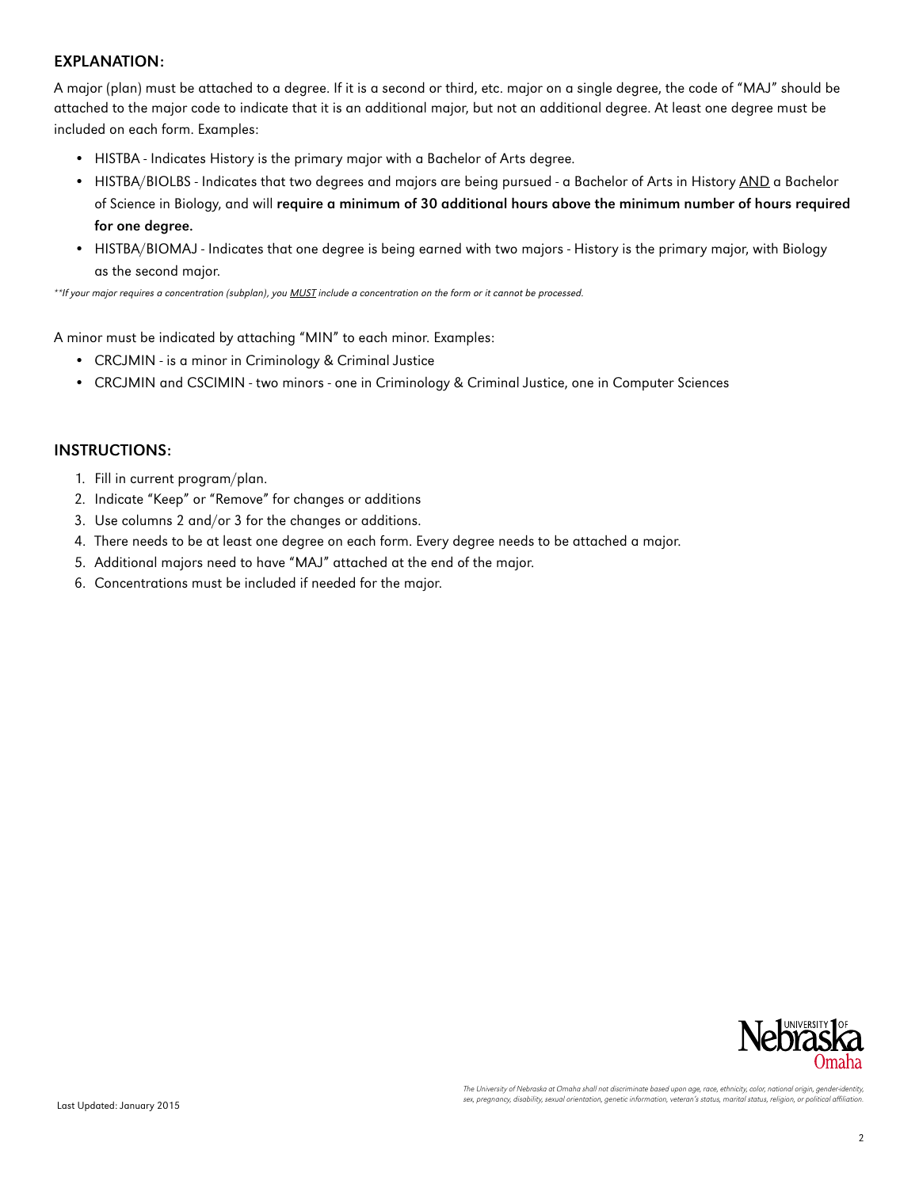## EXPLANATION:

A major (plan) must be attached to a degree. If it is a second or third, etc. major on a single degree, the code of "MAJ" should be attached to the major code to indicate that it is an additional major, but not an additional degree. At least one degree must be included on each form. Examples:

- HISTBA - Indicates History is the primary major with a Bachelor of Arts degree.
- HISTBA/BIOLBS - Indicates that two degrees and majors are being pursued - a Bachelor of Arts in History AND a Bachelor of Science in Biology, and will **require a minimum of 30 additional hours above the minimum number of hours required for one degree.**
- HISTBA/BIOMAJ - Indicates that one degree is being earned with two majors - History is the primary major, with Biology as the second major.

*\*\*If your major requires a concentration (subplan), you MUST include a concentration on the form or it cannot be processed.*

A minor must be indicated by attaching "MIN" to each minor. Examples:

- CRCJMIN - is a minor in Criminology & Criminal Justice
- CRCJMIN and CSCIMIN - two minors - one in Criminology & Criminal Justice, one in Computer Sciences

## INSTRUCTIONS:

1. Fill in current program/plan.
2. Indicate "Keep" or "Remove" for changes or additions
3. Use columns 2 and/or 3 for the changes or additions.
4. There needs to be at least one degree on each form. Every degree needs to be attached a major.
5. Additional majors need to have "MAJ" attached at the end of the major.
6. Concentrations must be included if needed for the major.

Last Updated: January 2015

*The University of Nebraska at Omaha shall not discriminate based upon age, race, ethnicity, color, national origin, gender-identity, sex, pregnancy, disability, sexual orientation, genetic information, veteran's status, marital status, religion, or political affiliation.*